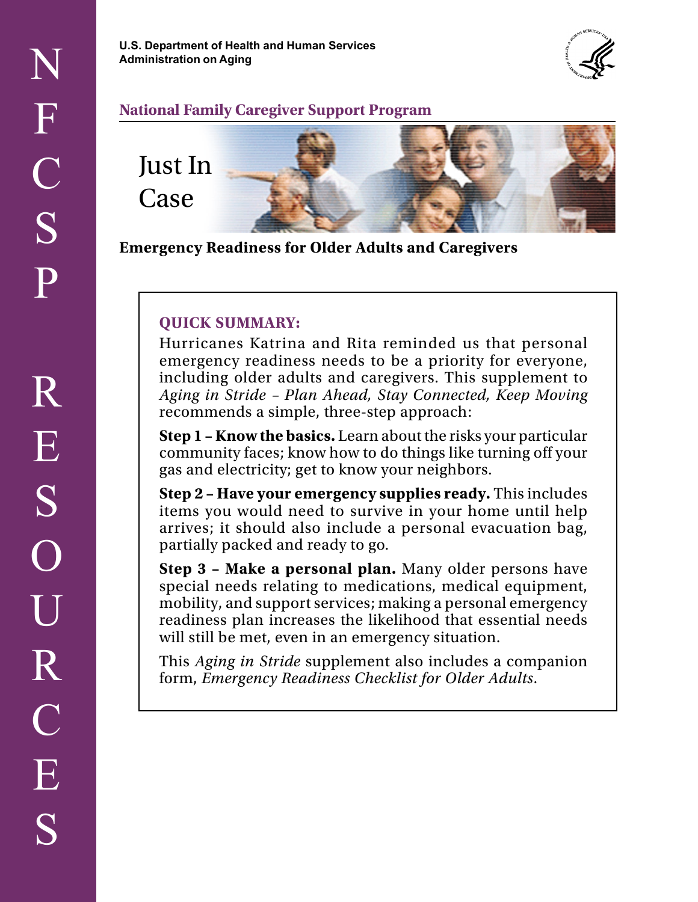U.S. Department of Health and Human Services
Administration on Aging

**National Family Caregiver Support Program**

# Just In Case

## Emergency Readiness for Older Adults and Caregivers

**QUICK SUMMARY:**

Hurricanes Katrina and Rita reminded us that personal emergency readiness needs to be a priority for everyone, including older adults and caregivers. This supplement to *Aging in Stride – Plan Ahead, Stay Connected, Keep Moving* recommends a simple, three-step approach:

**Step 1 – Know the basics.** Learn about the risks your particular community faces; know how to do things like turning off your gas and electricity; get to know your neighbors.

**Step 2 – Have your emergency supplies ready.** This includes items you would need to survive in your home until help arrives; it should also include a personal evacuation bag, partially packed and ready to go.

**Step 3 – Make a personal plan.** Many older persons have special needs relating to medications, medical equipment, mobility, and support services; making a personal emergency readiness plan increases the likelihood that essential needs will still be met, even in an emergency situation.

This *Aging in Stride* supplement also includes a companion form, *Emergency Readiness Checklist for Older Adults*.

NFCSP RESOURCES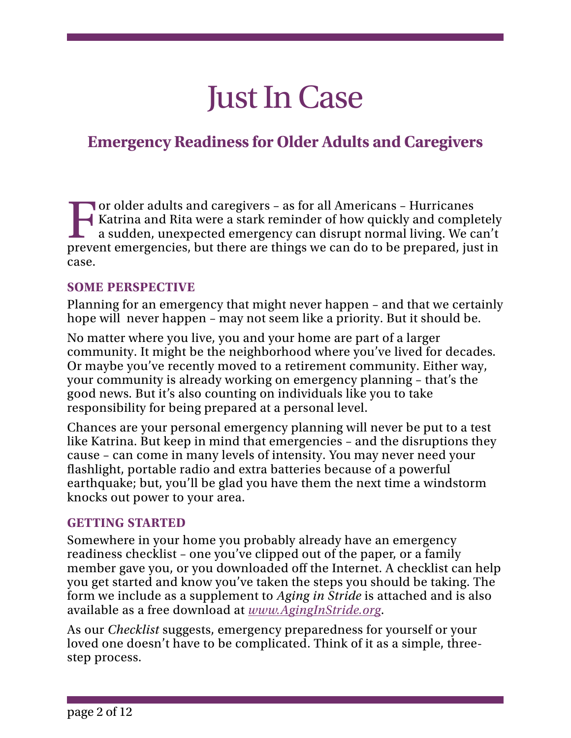# Just In Case

## Emergency Readiness for Older Adults and Caregivers

For older adults and caregivers – as for all Americans – Hurricanes Katrina and Rita were a stark reminder of how quickly and completely a sudden, unexpected emergency can disrupt normal living. We can't prevent emergencies, but there are things we can do to be prepared, just in case.

### SOME PERSPECTIVE

Planning for an emergency that might never happen – and that we certainly hope will never happen – may not seem like a priority. But it should be.

No matter where you live, you and your home are part of a larger community. It might be the neighborhood where you've lived for decades. Or maybe you've recently moved to a retirement community. Either way, your community is already working on emergency planning – that's the good news. But it's also counting on individuals like you to take responsibility for being prepared at a personal level.

Chances are your personal emergency planning will never be put to a test like Katrina. But keep in mind that emergencies – and the disruptions they cause – can come in many levels of intensity. You may never need your flashlight, portable radio and extra batteries because of a powerful earthquake; but, you'll be glad you have them the next time a windstorm knocks out power to your area.

### GETTING STARTED

Somewhere in your home you probably already have an emergency readiness checklist – one you've clipped out of the paper, or a family member gave you, or you downloaded off the Internet. A checklist can help you get started and know you've taken the steps you should be taking. The form we include as a supplement to *Aging in Stride* is attached and is also available as a free download at *www.AgingInStride.org*.

As our *Checklist* suggests, emergency preparedness for yourself or your loved one doesn't have to be complicated. Think of it as a simple, three-step process.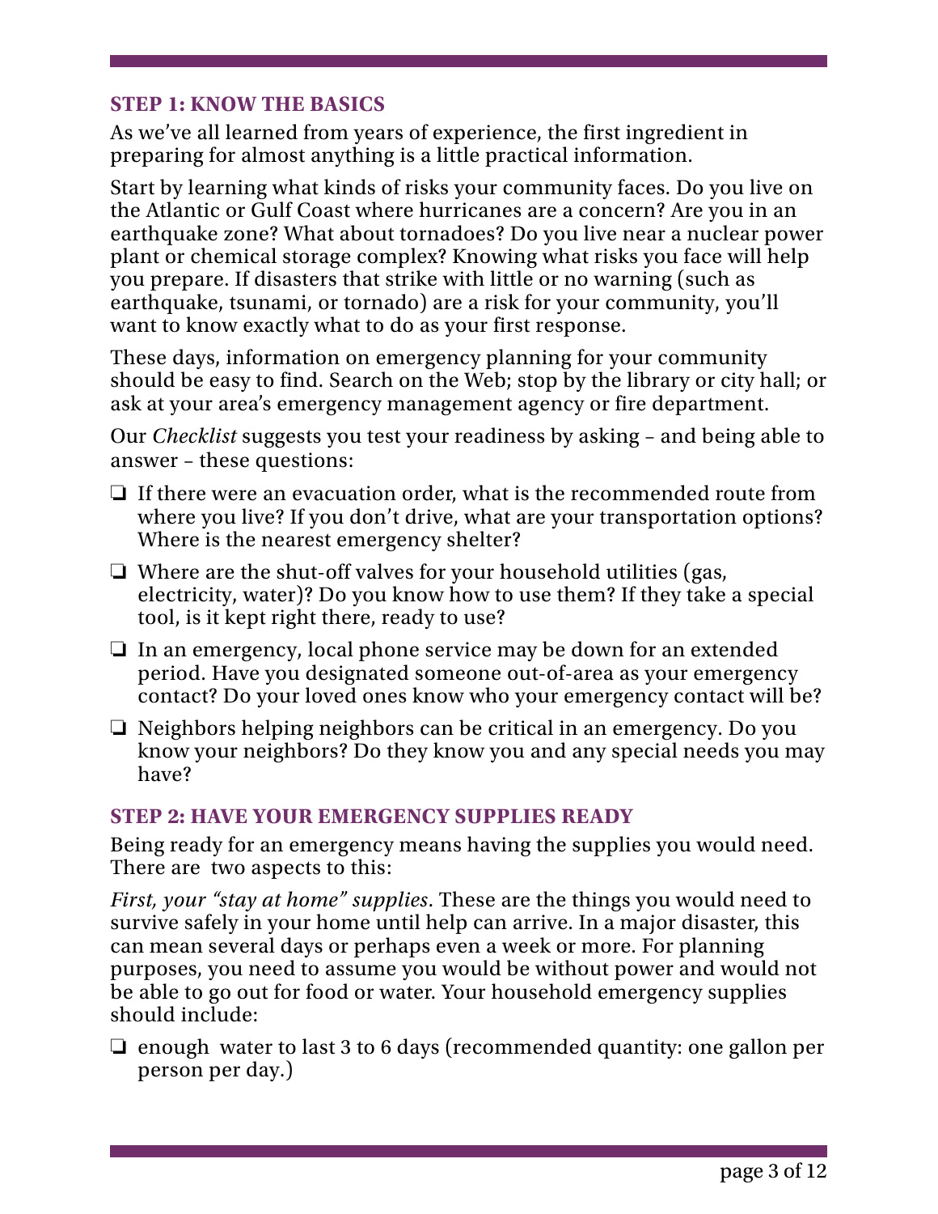## STEP 1: KNOW THE BASICS

As we've all learned from years of experience, the first ingredient in preparing for almost anything is a little practical information.

Start by learning what kinds of risks your community faces. Do you live on the Atlantic or Gulf Coast where hurricanes are a concern? Are you in an earthquake zone? What about tornadoes? Do you live near a nuclear power plant or chemical storage complex? Knowing what risks you face will help you prepare. If disasters that strike with little or no warning (such as earthquake, tsunami, or tornado) are a risk for your community, you'll want to know exactly what to do as your first response.

These days, information on emergency planning for your community should be easy to find. Search on the Web; stop by the library or city hall; or ask at your area's emergency management agency or fire department.

Our *Checklist* suggests you test your readiness by asking – and being able to answer – these questions:

- ❏ If there were an evacuation order, what is the recommended route from where you live? If you don't drive, what are your transportation options? Where is the nearest emergency shelter?
- ❏ Where are the shut-off valves for your household utilities (gas, electricity, water)? Do you know how to use them? If they take a special tool, is it kept right there, ready to use?
- ❏ In an emergency, local phone service may be down for an extended period. Have you designated someone out-of-area as your emergency contact? Do your loved ones know who your emergency contact will be?
- ❏ Neighbors helping neighbors can be critical in an emergency. Do you know your neighbors? Do they know you and any special needs you may have?

## STEP 2: HAVE YOUR EMERGENCY SUPPLIES READY

Being ready for an emergency means having the supplies you would need. There are two aspects to this:

*First, your "stay at home" supplies*. These are the things you would need to survive safely in your home until help can arrive. In a major disaster, this can mean several days or perhaps even a week or more. For planning purposes, you need to assume you would be without power and would not be able to go out for food or water. Your household emergency supplies should include:

- ❏ enough water to last 3 to 6 days (recommended quantity: one gallon per person per day.)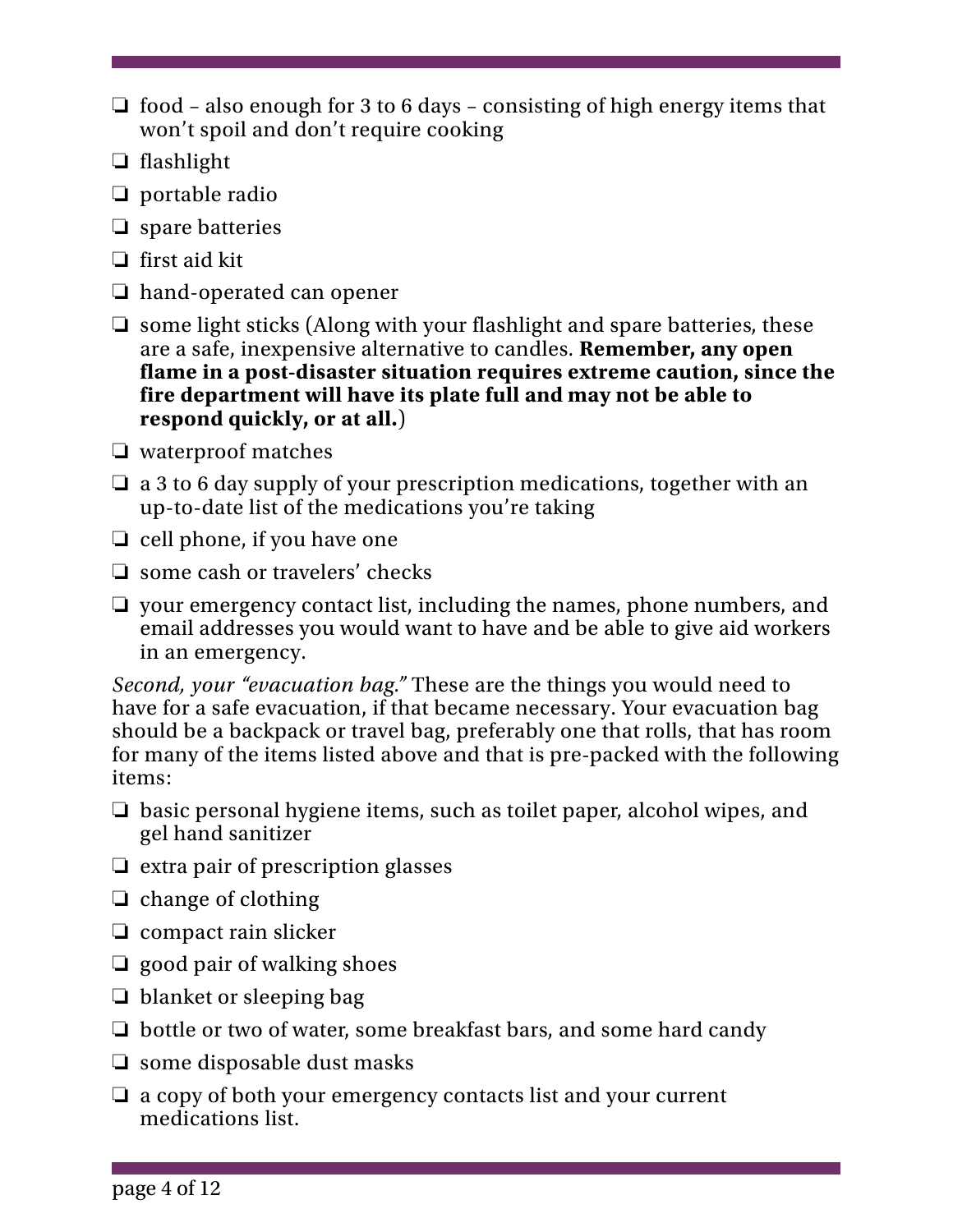- ❏ food – also enough for 3 to 6 days – consisting of high energy items that won't spoil and don't require cooking
- ❏ flashlight
- ❏ portable radio
- ❏ spare batteries
- ❏ first aid kit
- ❏ hand-operated can opener
- ❏ some light sticks (Along with your flashlight and spare batteries, these are a safe, inexpensive alternative to candles. **Remember, any open flame in a post-disaster situation requires extreme caution, since the fire department will have its plate full and may not be able to respond quickly, or at all.**)
- ❏ waterproof matches
- ❏ a 3 to 6 day supply of your prescription medications, together with an up-to-date list of the medications you're taking
- ❏ cell phone, if you have one
- ❏ some cash or travelers' checks
- ❏ your emergency contact list, including the names, phone numbers, and email addresses you would want to have and be able to give aid workers in an emergency.

*Second, your "evacuation bag."* These are the things you would need to have for a safe evacuation, if that became necessary. Your evacuation bag should be a backpack or travel bag, preferably one that rolls, that has room for many of the items listed above and that is pre-packed with the following items:

- ❏ basic personal hygiene items, such as toilet paper, alcohol wipes, and gel hand sanitizer
- ❏ extra pair of prescription glasses
- ❏ change of clothing
- ❏ compact rain slicker
- ❏ good pair of walking shoes
- ❏ blanket or sleeping bag
- ❏ bottle or two of water, some breakfast bars, and some hard candy
- ❏ some disposable dust masks
- ❏ a copy of both your emergency contacts list and your current medications list.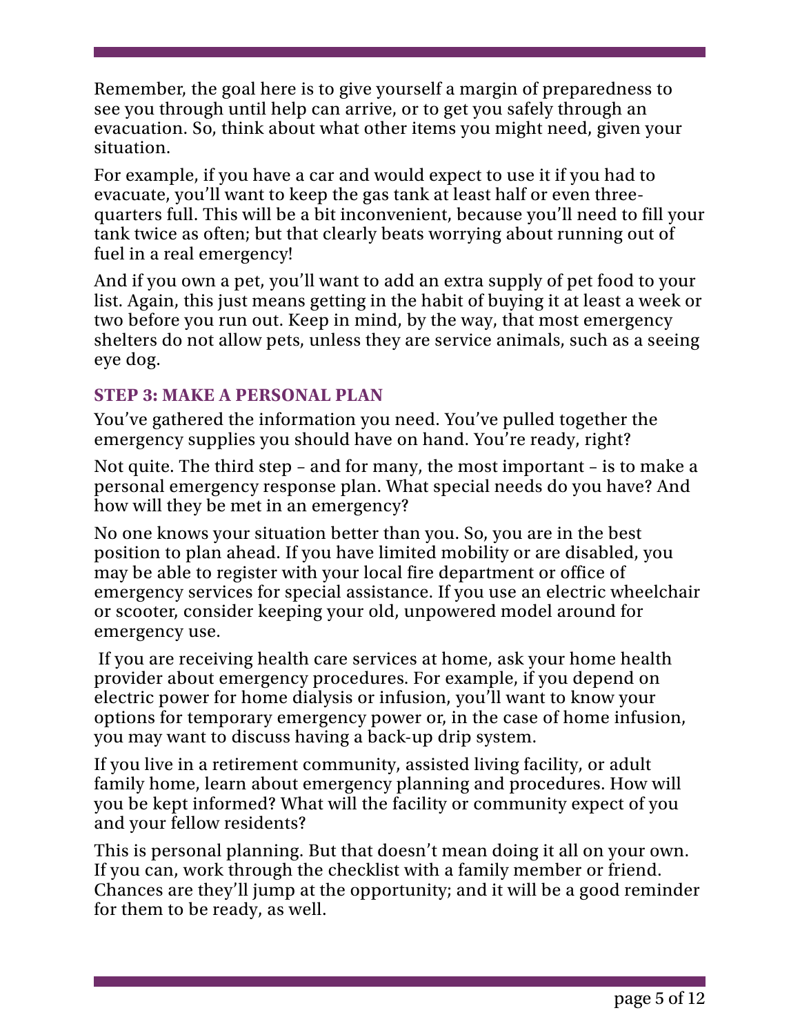Remember, the goal here is to give yourself a margin of preparedness to see you through until help can arrive, or to get you safely through an evacuation. So, think about what other items you might need, given your situation.

For example, if you have a car and would expect to use it if you had to evacuate, you'll want to keep the gas tank at least half or even three-quarters full. This will be a bit inconvenient, because you'll need to fill your tank twice as often; but that clearly beats worrying about running out of fuel in a real emergency!

And if you own a pet, you'll want to add an extra supply of pet food to your list. Again, this just means getting in the habit of buying it at least a week or two before you run out. Keep in mind, by the way, that most emergency shelters do not allow pets, unless they are service animals, such as a seeing eye dog.

### STEP 3: MAKE A PERSONAL PLAN

You've gathered the information you need. You've pulled together the emergency supplies you should have on hand. You're ready, right?

Not quite. The third step – and for many, the most important – is to make a personal emergency response plan. What special needs do you have? And how will they be met in an emergency?

No one knows your situation better than you. So, you are in the best position to plan ahead. If you have limited mobility or are disabled, you may be able to register with your local fire department or office of emergency services for special assistance. If you use an electric wheelchair or scooter, consider keeping your old, unpowered model around for emergency use.

If you are receiving health care services at home, ask your home health provider about emergency procedures. For example, if you depend on electric power for home dialysis or infusion, you'll want to know your options for temporary emergency power or, in the case of home infusion, you may want to discuss having a back-up drip system.

If you live in a retirement community, assisted living facility, or adult family home, learn about emergency planning and procedures. How will you be kept informed? What will the facility or community expect of you and your fellow residents?

This is personal planning. But that doesn't mean doing it all on your own. If you can, work through the checklist with a family member or friend. Chances are they'll jump at the opportunity; and it will be a good reminder for them to be ready, as well.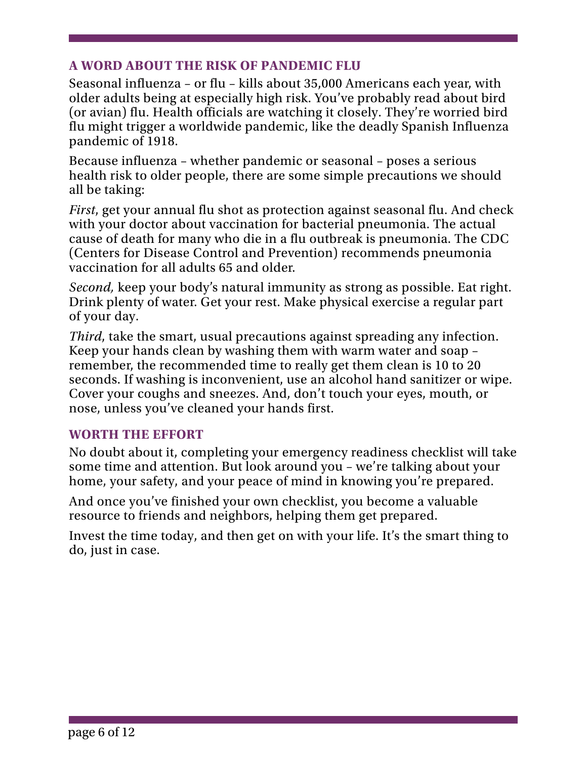## A WORD ABOUT THE RISK OF PANDEMIC FLU

Seasonal influenza – or flu – kills about 35,000 Americans each year, with older adults being at especially high risk. You've probably read about bird (or avian) flu. Health officials are watching it closely. They're worried bird flu might trigger a worldwide pandemic, like the deadly Spanish Influenza pandemic of 1918.

Because influenza – whether pandemic or seasonal – poses a serious health risk to older people, there are some simple precautions we should all be taking:

*First*, get your annual flu shot as protection against seasonal flu. And check with your doctor about vaccination for bacterial pneumonia. The actual cause of death for many who die in a flu outbreak is pneumonia. The CDC (Centers for Disease Control and Prevention) recommends pneumonia vaccination for all adults 65 and older.

*Second,* keep your body's natural immunity as strong as possible. Eat right. Drink plenty of water. Get your rest. Make physical exercise a regular part of your day.

*Third*, take the smart, usual precautions against spreading any infection. Keep your hands clean by washing them with warm water and soap – remember, the recommended time to really get them clean is 10 to 20 seconds. If washing is inconvenient, use an alcohol hand sanitizer or wipe. Cover your coughs and sneezes. And, don't touch your eyes, mouth, or nose, unless you've cleaned your hands first.

## WORTH THE EFFORT

No doubt about it, completing your emergency readiness checklist will take some time and attention. But look around you – we're talking about your home, your safety, and your peace of mind in knowing you're prepared.

And once you've finished your own checklist, you become a valuable resource to friends and neighbors, helping them get prepared.

Invest the time today, and then get on with your life. It's the smart thing to do, just in case.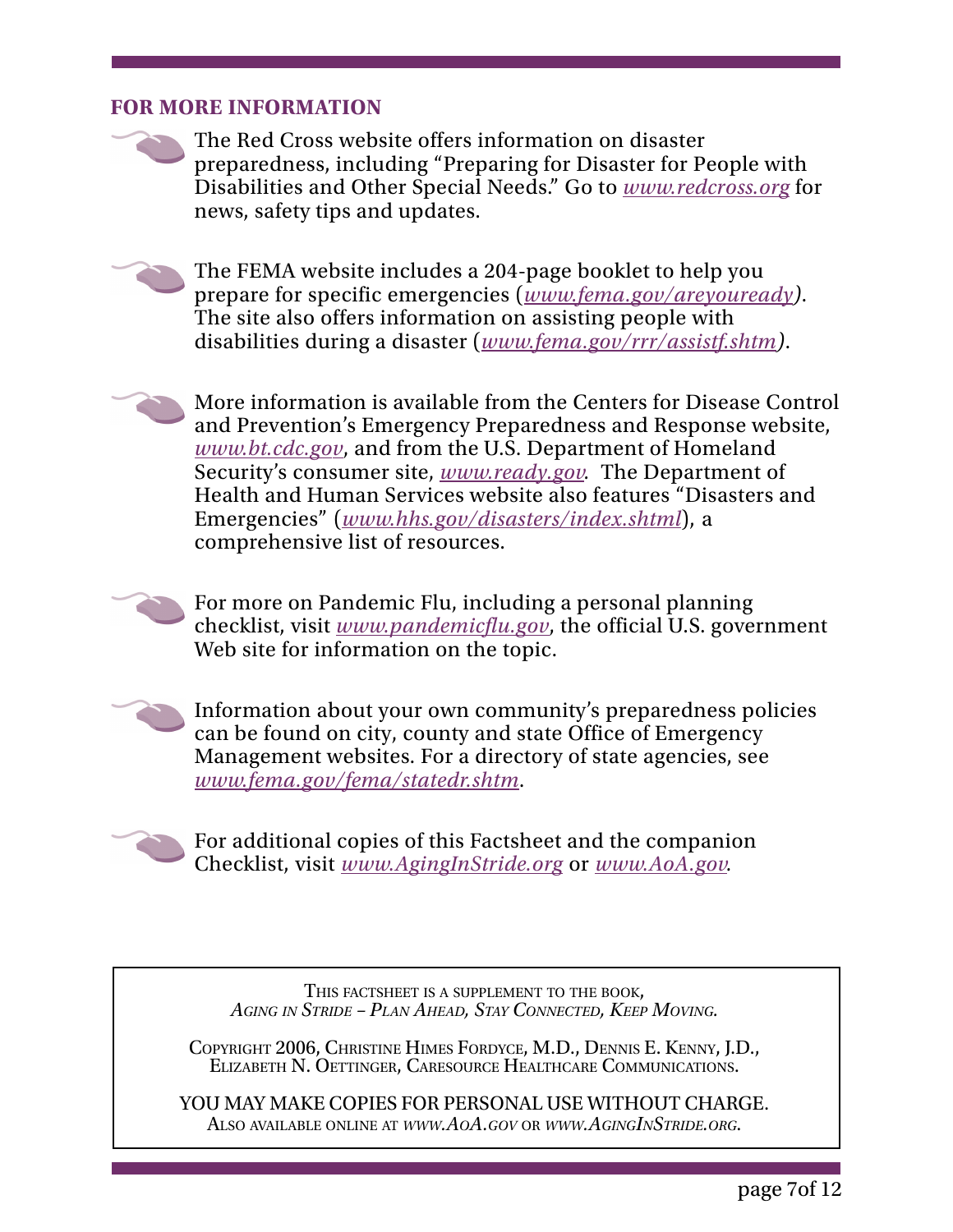## FOR MORE INFORMATION

- The Red Cross website offers information on disaster preparedness, including "Preparing for Disaster for People with Disabilities and Other Special Needs." Go to *www.redcross.org* for news, safety tips and updates.

- The FEMA website includes a 204-page booklet to help you prepare for specific emergencies (*www.fema.gov/areyouready)*. The site also offers information on assisting people with disabilities during a disaster (*www.fema.gov/rrr/assistf.shtm)*.

- More information is available from the Centers for Disease Control and Prevention's Emergency Preparedness and Response website, *www.bt.cdc.gov*, and from the U.S. Department of Homeland Security's consumer site, *www.ready.gov*. The Department of Health and Human Services website also features "Disasters and Emergencies" (*www.hhs.gov/disasters/index.shtml*), a comprehensive list of resources.

- For more on Pandemic Flu, including a personal planning checklist, visit *www.pandemicflu.gov*, the official U.S. government Web site for information on the topic.

- Information about your own community's preparedness policies can be found on city, county and state Office of Emergency Management websites. For a directory of state agencies, see *www.fema.gov/fema/statedr.shtm*.

- For additional copies of this Factsheet and the companion Checklist, visit *www.AgingInStride.org* or *www.AoA.gov*.

---

THIS FACTSHEET IS A SUPPLEMENT TO THE BOOK,
*AGING IN STRIDE – PLAN AHEAD, STAY CONNECTED, KEEP MOVING.*

COPYRIGHT 2006, CHRISTINE HIMES FORDYCE, M.D., DENNIS E. KENNY, J.D., ELIZABETH N. OETTINGER, CARESOURCE HEALTHCARE COMMUNICATIONS.

YOU MAY MAKE COPIES FOR PERSONAL USE WITHOUT CHARGE.
ALSO AVAILABLE ONLINE AT *WWW.AOA.GOV* OR *WWW.AGINGINSTRIDE.ORG.*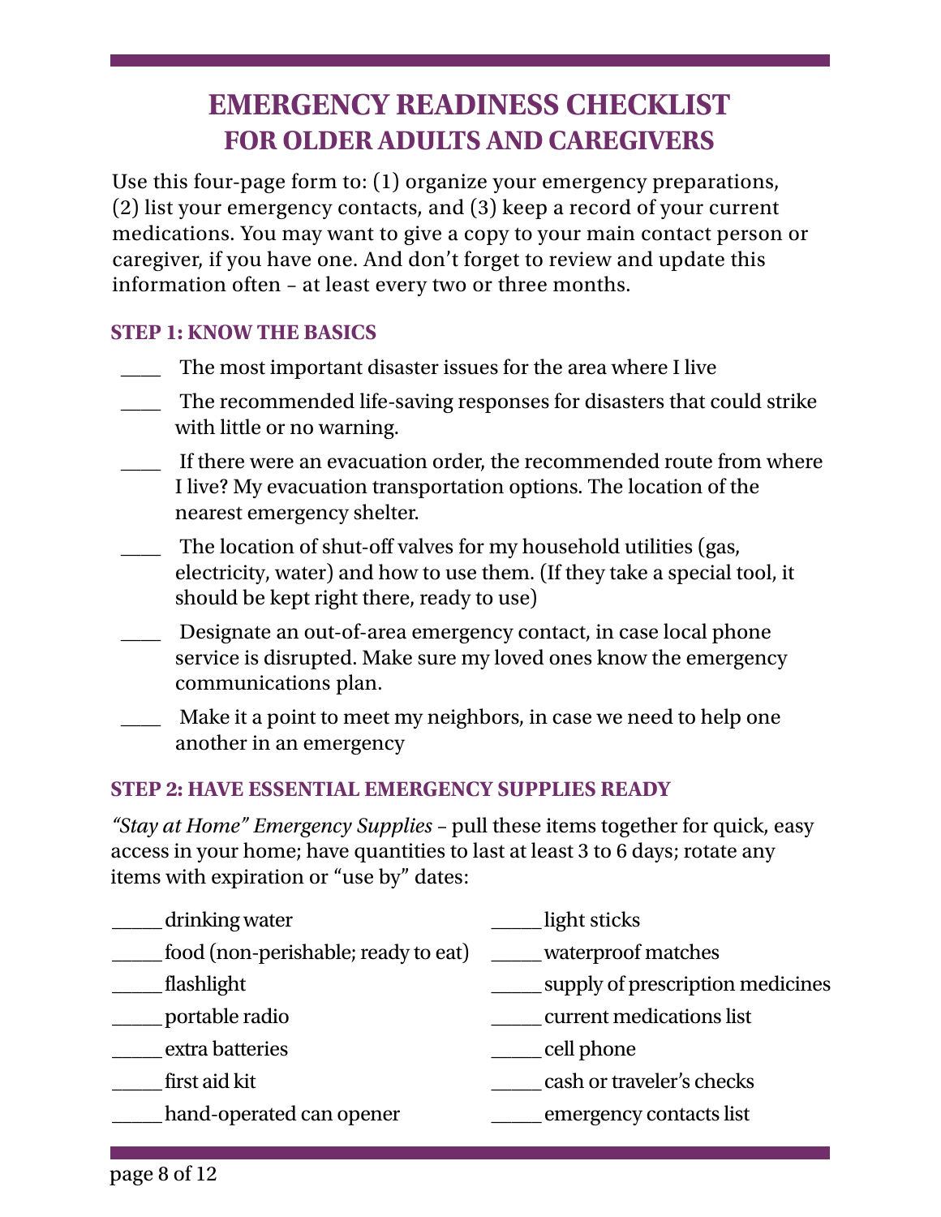# EMERGENCY READINESS CHECKLIST
## FOR OLDER ADULTS AND CAREGIVERS

Use this four-page form to: (1) organize your emergency preparations, (2) list your emergency contacts, and (3) keep a record of your current medications. You may want to give a copy to your main contact person or caregiver, if you have one. And don't forget to review and update this information often – at least every two or three months.

### STEP 1: KNOW THE BASICS

- ____ The most important disaster issues for the area where I live
- ____ The recommended life-saving responses for disasters that could strike with little or no warning.
- ____ If there were an evacuation order, the recommended route from where I live? My evacuation transportation options. The location of the nearest emergency shelter.
- ____ The location of shut-off valves for my household utilities (gas, electricity, water) and how to use them. (If they take a special tool, it should be kept right there, ready to use)
- ____ Designate an out-of-area emergency contact, in case local phone service is disrupted. Make sure my loved ones know the emergency communications plan.
- ____ Make it a point to meet my neighbors, in case we need to help one another in an emergency

### STEP 2: HAVE ESSENTIAL EMERGENCY SUPPLIES READY

*"Stay at Home" Emergency Supplies* – pull these items together for quick, easy access in your home; have quantities to last at least 3 to 6 days; rotate any items with expiration or "use by" dates:

- _____ drinking water
- _____ food (non-perishable; ready to eat)
- _____ flashlight
- _____ portable radio
- _____ extra batteries
- _____ first aid kit
- _____ hand-operated can opener
- _____ light sticks
- _____ waterproof matches
- _____ supply of prescription medicines
- _____ current medications list
- _____ cell phone
- _____ cash or traveler's checks
- _____ emergency contacts list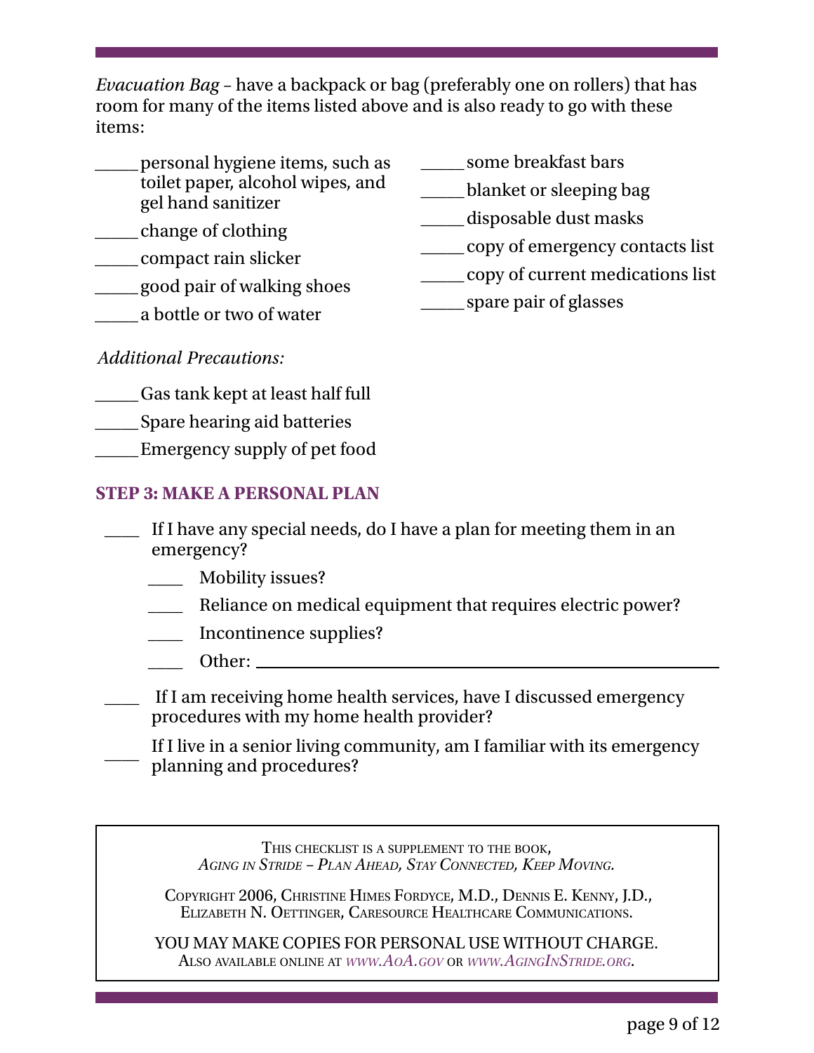*Evacuation Bag* – have a backpack or bag (preferably one on rollers) that has room for many of the items listed above and is also ready to go with these items:

_____ personal hygiene items, such as toilet paper, alcohol wipes, and gel hand sanitizer

_____ change of clothing

_____ compact rain slicker

_____ good pair of walking shoes

_____ a bottle or two of water

_____ some breakfast bars

_____ blanket or sleeping bag

_____ disposable dust masks

_____ copy of emergency contacts list

_____ copy of current medications list

_____ spare pair of glasses

*Additional Precautions:*

_____ Gas tank kept at least half full

_____ Spare hearing aid batteries

_____ Emergency supply of pet food

### STEP 3: MAKE A PERSONAL PLAN

____ If I have any special needs, do I have a plan for meeting them in an emergency?

- ____ Mobility issues?
- ____ Reliance on medical equipment that requires electric power?
- ____ Incontinence supplies?
- ____ Other: ______________________________________________

____ If I am receiving home health services, have I discussed emergency procedures with my home health provider?

____ If I live in a senior living community, am I familiar with its emergency planning and procedures?

---

This checklist is a supplement to the book,
*Aging in Stride – Plan Ahead, Stay Connected, Keep Moving.*

Copyright 2006, Christine Himes Fordyce, M.D., Dennis E. Kenny, J.D., Elizabeth N. Oettinger, Caresource Healthcare Communications.

YOU MAY MAKE COPIES FOR PERSONAL USE WITHOUT CHARGE.
Also available online at *www.AoA.gov* or *www.AgingInStride.org*.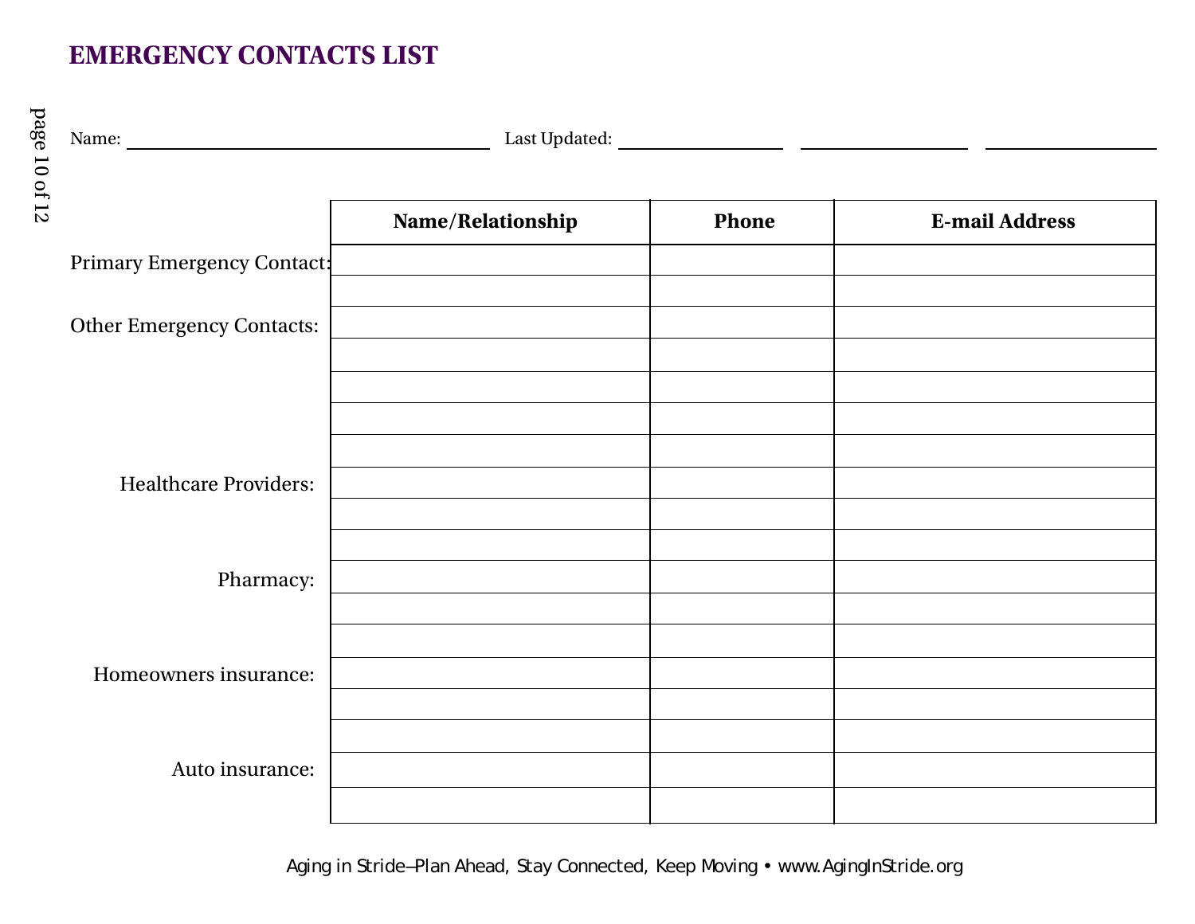# EMERGENCY CONTACTS LIST

Name: ______________________ Last Updated: __________ __________ __________

| | Name/Relationship | Phone | E-mail Address |
|---|---|---|---|
| Primary Emergency Contact: | | | |
| | | | |
| Other Emergency Contacts: | | | |
| | | | |
| | | | |
| | | | |
| | | | |
| Healthcare Providers: | | | |
| | | | |
| | | | |
| Pharmacy: | | | |
| | | | |
| | | | |
| Homeowners insurance: | | | |
| | | | |
| | | | |
| Auto insurance: | | | |
| | | | |

Aging in Stride—Plan Ahead, Stay Connected, Keep Moving • www.AgingInStride.org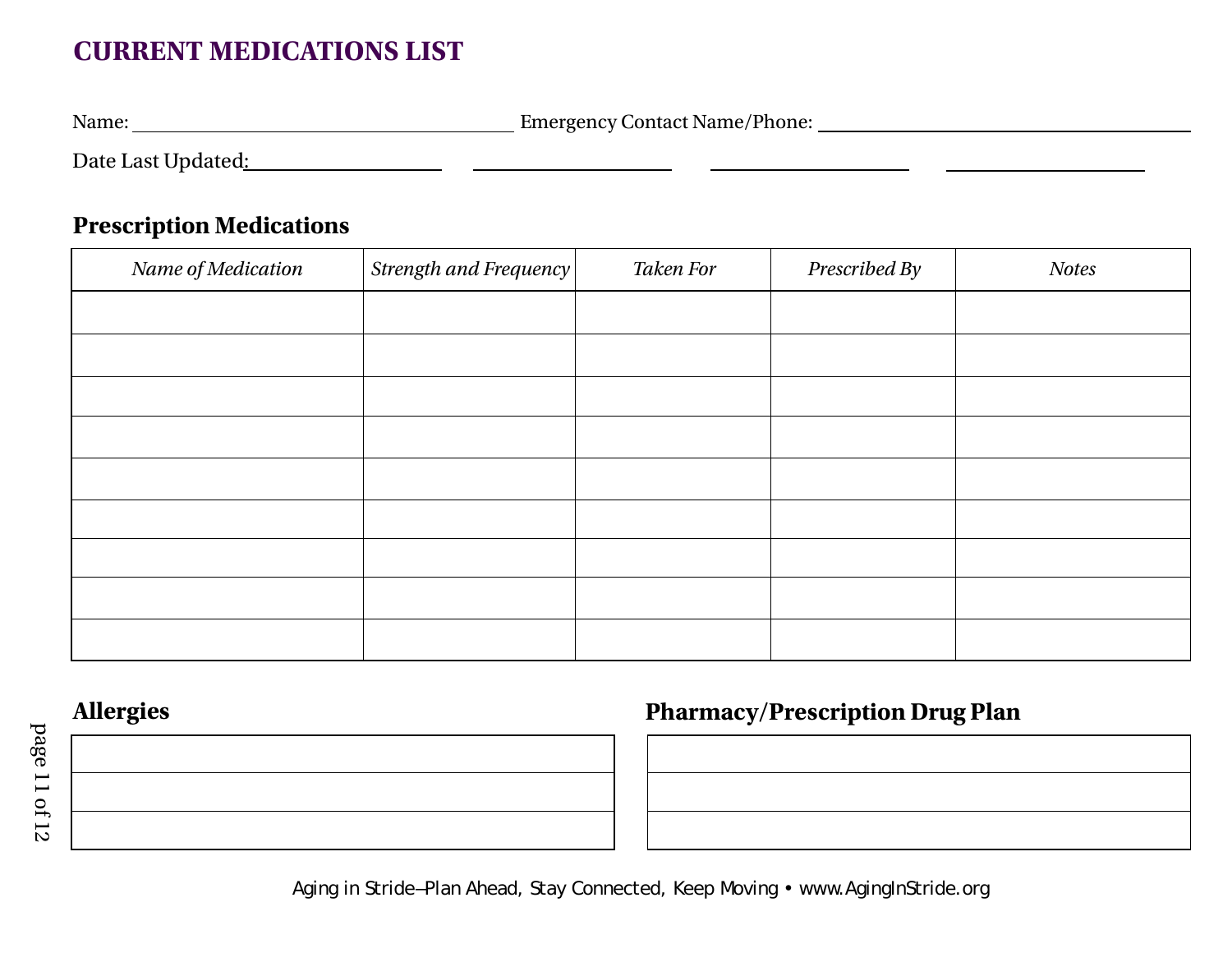# CURRENT MEDICATIONS LIST

Name: ______________________ Emergency Contact Name/Phone: ______________________

Date Last Updated: __________ __________ __________ __________

## Prescription Medications

| *Name of Medication* | *Strength and Frequency* | *Taken For* | *Prescribed By* | *Notes* |
|---|---|---|---|---|
| | | | | |
| | | | | |
| | | | | |
| | | | | |
| | | | | |
| | | | | |
| | | | | |
| | | | | |
| | | | | |

## Allergies

| |
|---|
| |
| |
| |

## Pharmacy/Prescription Drug Plan

| |
|---|
| |
| |
| |

Aging in Stride—Plan Ahead, Stay Connected, Keep Moving • www.AgingInStride.org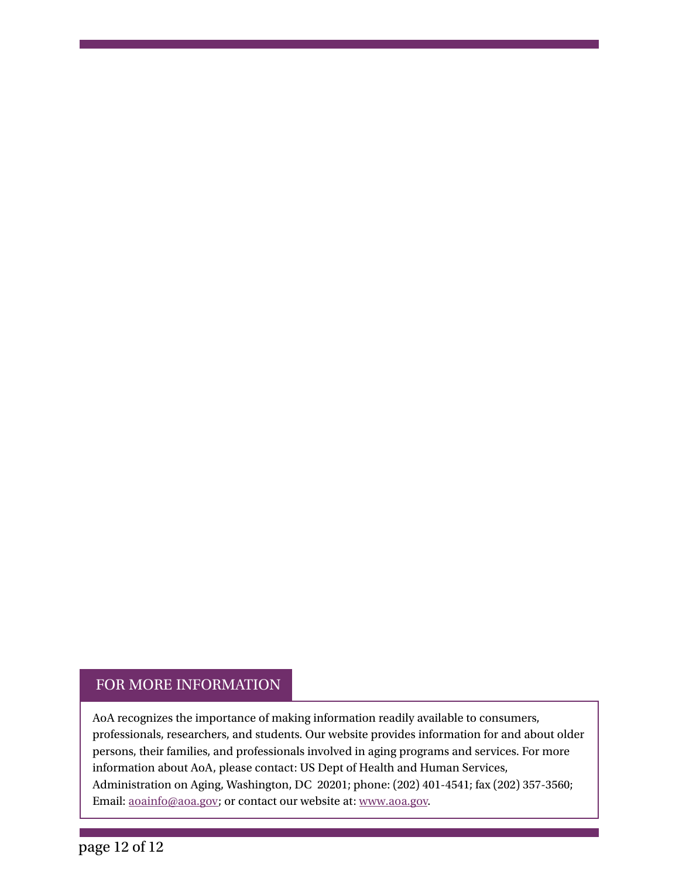## FOR MORE INFORMATION

AoA recognizes the importance of making information readily available to consumers, professionals, researchers, and students. Our website provides information for and about older persons, their families, and professionals involved in aging programs and services. For more information about AoA, please contact: US Dept of Health and Human Services, Administration on Aging, Washington, DC 20201; phone: (202) 401-4541; fax (202) 357-3560; Email: aoainfo@aoa.gov; or contact our website at: www.aoa.gov.